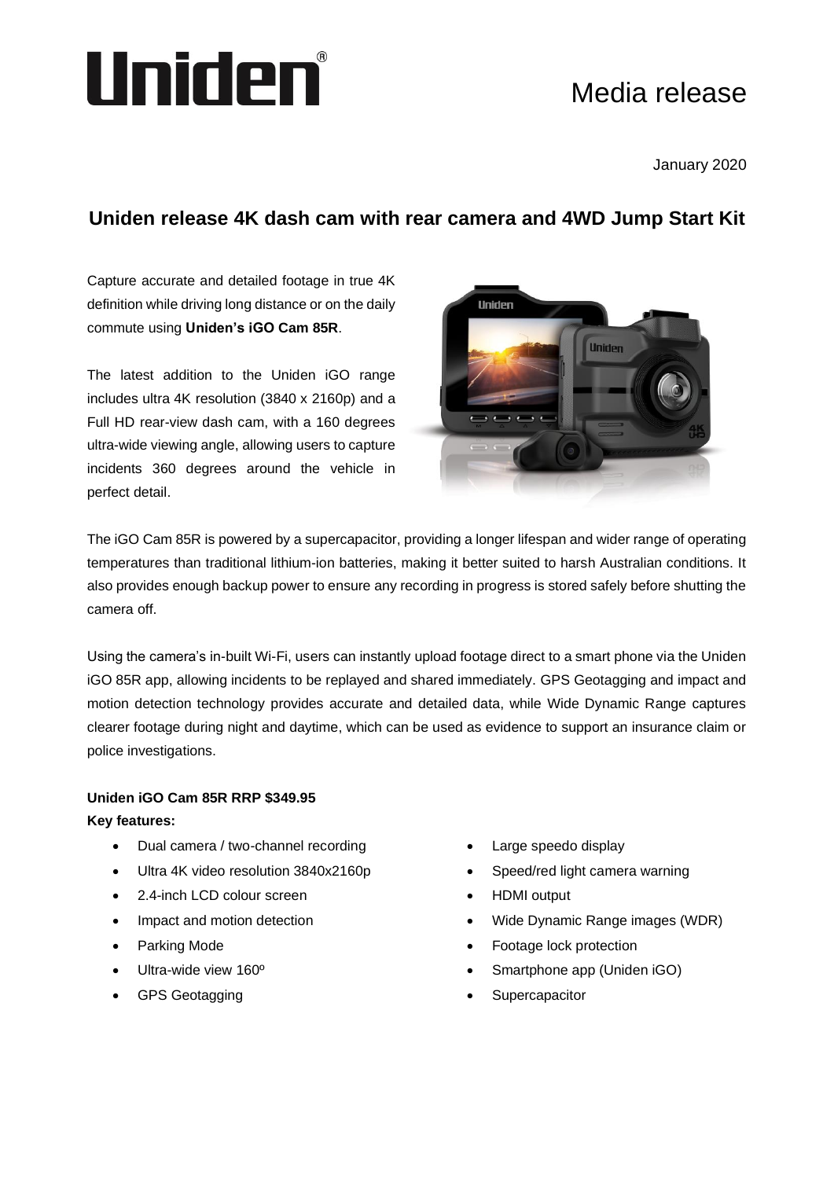Uniden®

# Media release

January 2020

## Uniden release 4K dash cam with rear camera and 4WD Jump Start Kit

Capture accurate and detailed footage in true 4K definition while driving long distance or on the daily commute using **Uniden's iGO Cam 85R**.

The latest addition to the Uniden iGO range includes ultra 4K resolution (3840 x 2160p) and a Full HD rear-view dash cam, with a 160 degrees ultra-wide viewing angle, allowing users to capture incidents 360 degrees around the vehicle in perfect detail.

The iGO Cam 85R is powered by a supercapacitor, providing a longer lifespan and wider range of operating temperatures than traditional lithium-ion batteries, making it better suited to harsh Australian conditions. It also provides enough backup power to ensure any recording in progress is stored safely before shutting the camera off.

Using the camera's in-built Wi-Fi, users can instantly upload footage direct to a smart phone via the Uniden iGO 85R app, allowing incidents to be replayed and shared immediately. GPS Geotagging and impact and motion detection technology provides accurate and detailed data, while Wide Dynamic Range captures clearer footage during night and daytime, which can be used as evidence to support an insurance claim or police investigations.

**Uniden iGO Cam 85R RRP $349.95**

**Key features:**

- Dual camera / two-channel recording
- Ultra 4K video resolution 3840x2160p
- 2.4-inch LCD colour screen
- Impact and motion detection
- Parking Mode
- Ultra-wide view 160º
- GPS Geotagging
- Large speedo display
- Speed/red light camera warning
- HDMI output
- Wide Dynamic Range images (WDR)
- Footage lock protection
- Smartphone app (Uniden iGO)
- Supercapacitor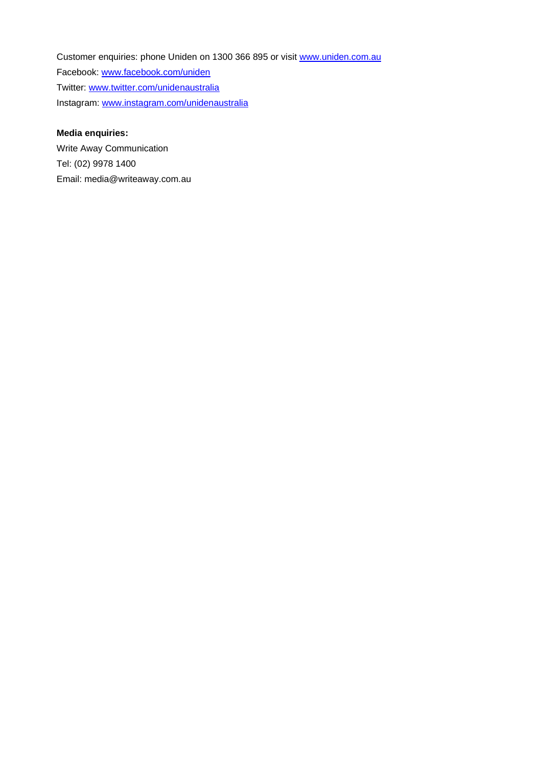Customer enquiries: phone Uniden on 1300 366 895 or visit www.uniden.com.au
Facebook: www.facebook.com/uniden
Twitter: www.twitter.com/unidenaustralia
Instagram: www.instagram.com/unidenaustralia

**Media enquiries:**
Write Away Communication
Tel: (02) 9978 1400
Email: media@writeaway.com.au